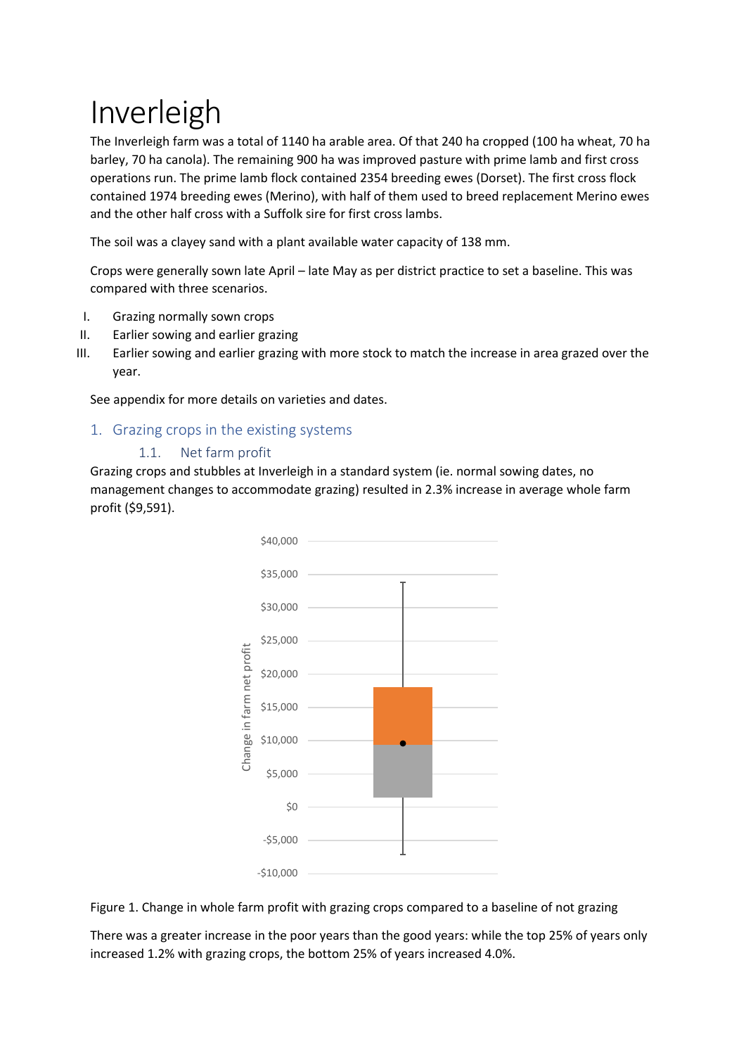# Inverleigh

The Inverleigh farm was a total of 1140 ha arable area. Of that 240 ha cropped (100 ha wheat, 70 ha barley, 70 ha canola). The remaining 900 ha was improved pasture with prime lamb and first cross operations run. The prime lamb flock contained 2354 breeding ewes (Dorset). The first cross flock contained 1974 breeding ewes (Merino), with half of them used to breed replacement Merino ewes and the other half cross with a Suffolk sire for first cross lambs.

The soil was a clayey sand with a plant available water capacity of 138 mm.

Crops were generally sown late April – late May as per district practice to set a baseline. This was compared with three scenarios.

I. Grazing normally sown crops
II. Earlier sowing and earlier grazing
III. Earlier sowing and earlier grazing with more stock to match the increase in area grazed over the year.

See appendix for more details on varieties and dates.

## 1. Grazing crops in the existing systems

### 1.1. Net farm profit

Grazing crops and stubbles at Inverleigh in a standard system (ie. normal sowing dates, no management changes to accommodate grazing) resulted in 2.3% increase in average whole farm profit ($9,591).

Figure 1. Change in whole farm profit with grazing crops compared to a baseline of not grazing

There was a greater increase in the poor years than the good years: while the top 25% of years only increased 1.2% with grazing crops, the bottom 25% of years increased 4.0%.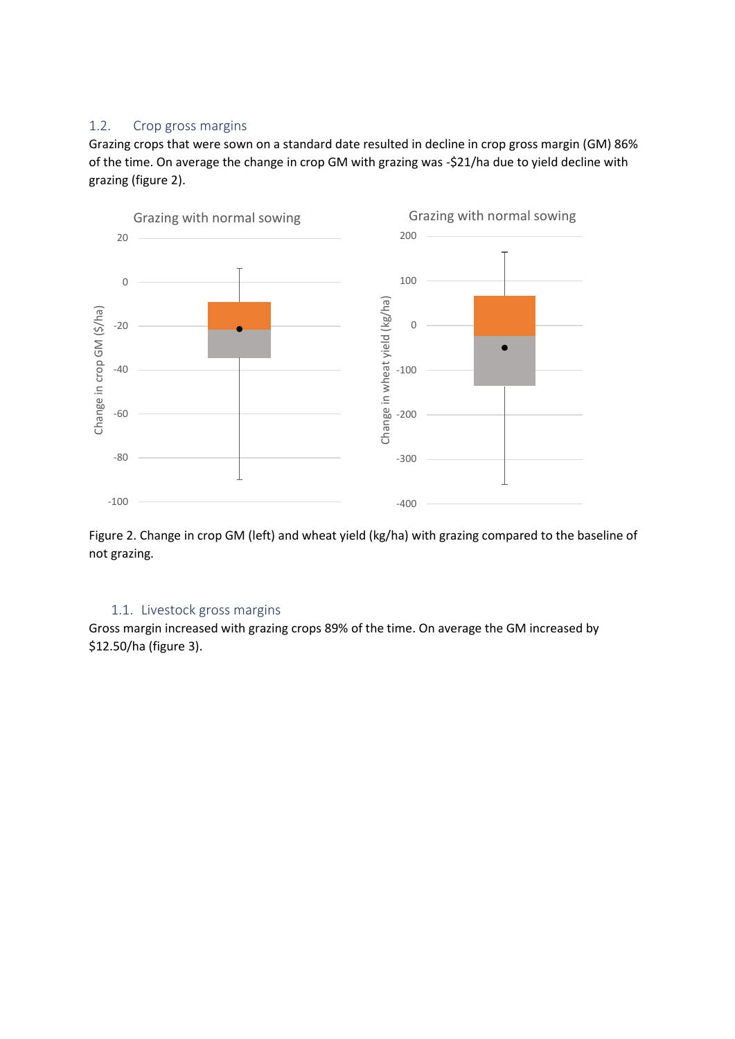## 1.2. Crop gross margins

Grazing crops that were sown on a standard date resulted in decline in crop gross margin (GM) 86% of the time. On average the change in crop GM with grazing was -$21/ha due to yield decline with grazing (figure 2).

Figure 2. Change in crop GM (left) and wheat yield (kg/ha) with grazing compared to the baseline of not grazing.

## 1.1. Livestock gross margins

Gross margin increased with grazing crops 89% of the time. On average the GM increased by $12.50/ha (figure 3).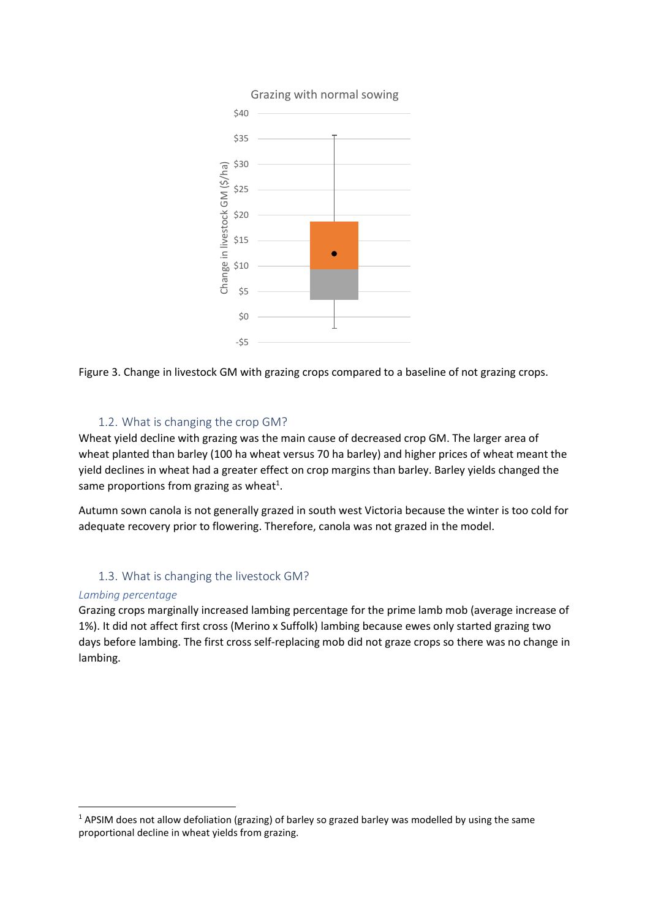Figure 3. Change in livestock GM with grazing crops compared to a baseline of not grazing crops.

## 1.2. What is changing the crop GM?

Wheat yield decline with grazing was the main cause of decreased crop GM. The larger area of wheat planted than barley (100 ha wheat versus 70 ha barley) and higher prices of wheat meant the yield declines in wheat had a greater effect on crop margins than barley. Barley yields changed the same proportions from grazing as wheat[1].

Autumn sown canola is not generally grazed in south west Victoria because the winter is too cold for adequate recovery prior to flowering. Therefore, canola was not grazed in the model.

## 1.3. What is changing the livestock GM?

*Lambing percentage*

Grazing crops marginally increased lambing percentage for the prime lamb mob (average increase of 1%). It did not affect first cross (Merino x Suffolk) lambing because ewes only started grazing two days before lambing. The first cross self-replacing mob did not graze crops so there was no change in lambing.

[1] APSIM does not allow defoliation (grazing) of barley so grazed barley was modelled by using the same proportional decline in wheat yields from grazing.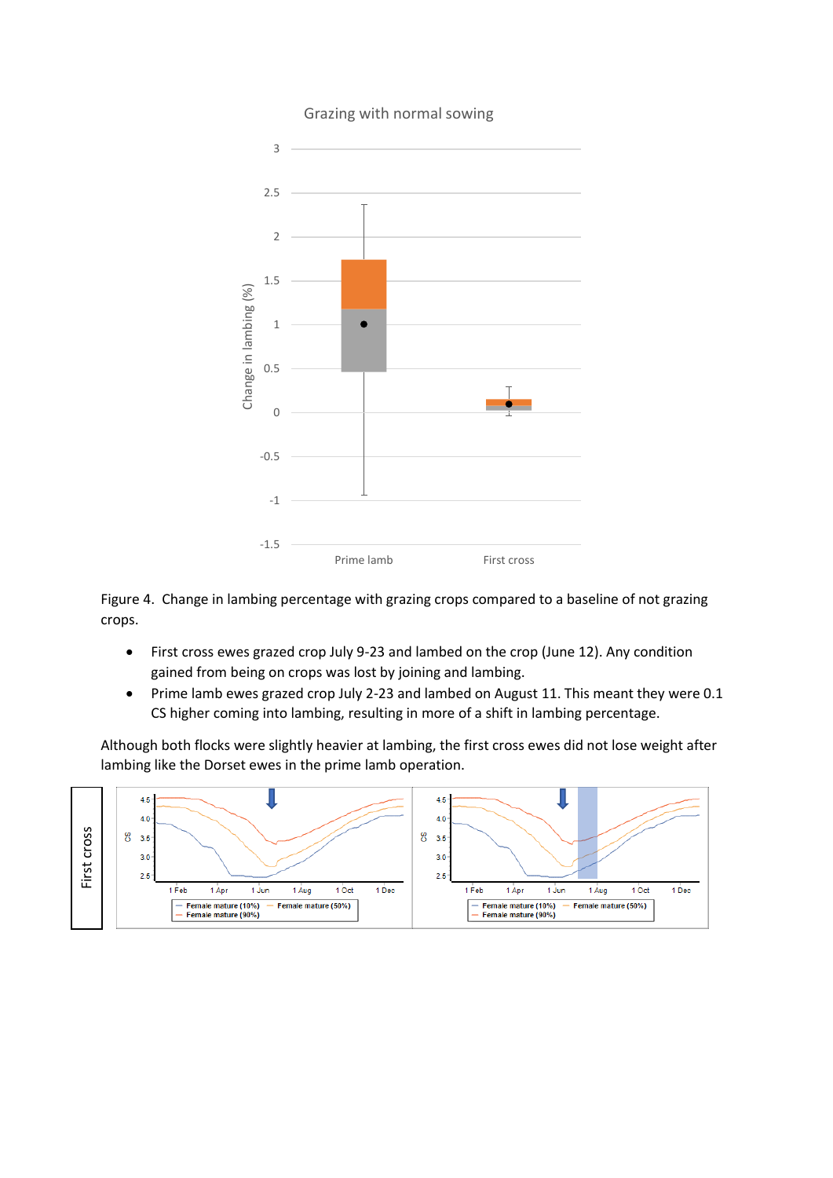Figure 4. Change in lambing percentage with grazing crops compared to a baseline of not grazing crops.

- First cross ewes grazed crop July 9-23 and lambed on the crop (June 12). Any condition gained from being on crops was lost by joining and lambing.
- Prime lamb ewes grazed crop July 2-23 and lambed on August 11. This meant they were 0.1 CS higher coming into lambing, resulting in more of a shift in lambing percentage.

Although both flocks were slightly heavier at lambing, the first cross ewes did not lose weight after lambing like the Dorset ewes in the prime lamb operation.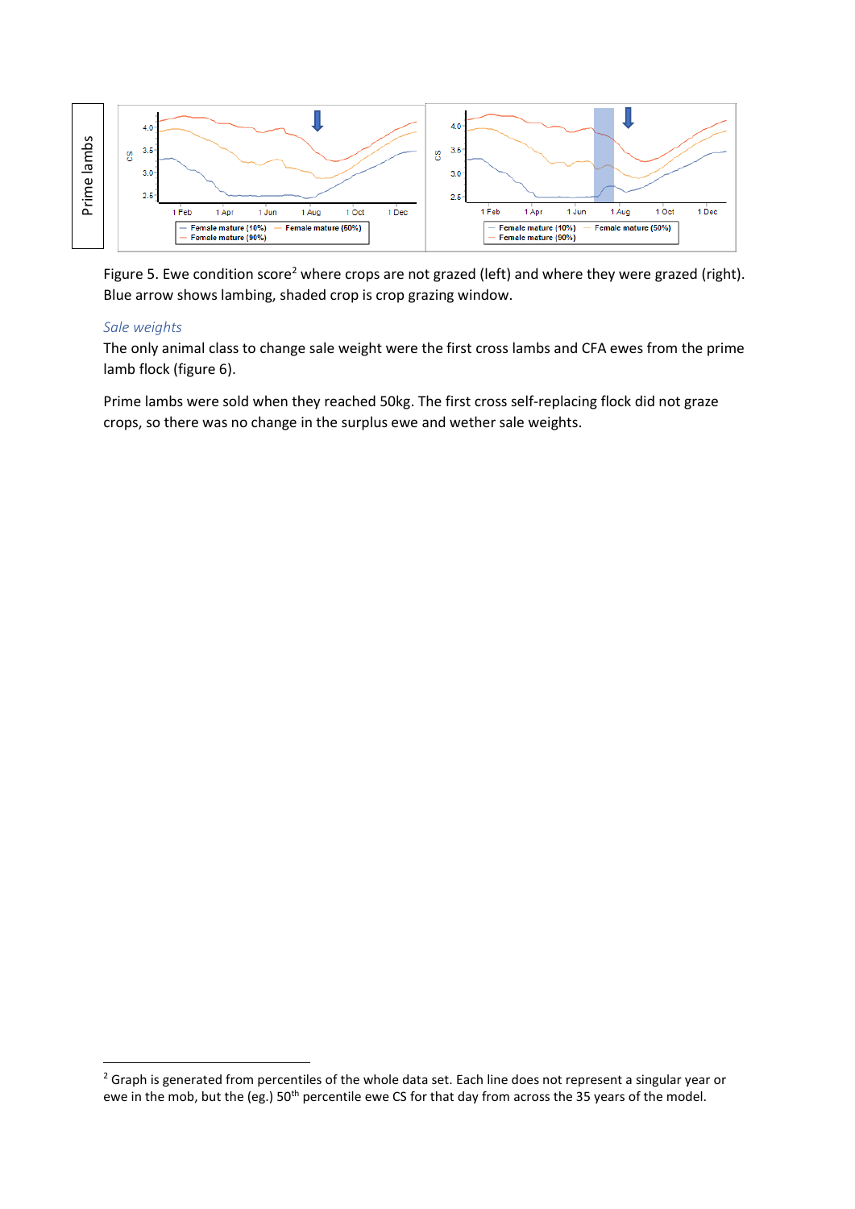Figure 5. Ewe condition score[2] where crops are not grazed (left) and where they were grazed (right). Blue arrow shows lambing, shaded crop is crop grazing window.

### *Sale weights*

The only animal class to change sale weight were the first cross lambs and CFA ewes from the prime lamb flock (figure 6).

Prime lambs were sold when they reached 50kg. The first cross self-replacing flock did not graze crops, so there was no change in the surplus ewe and wether sale weights.

[2] Graph is generated from percentiles of the whole data set. Each line does not represent a singular year or ewe in the mob, but the (eg.) 50th percentile ewe CS for that day from across the 35 years of the model.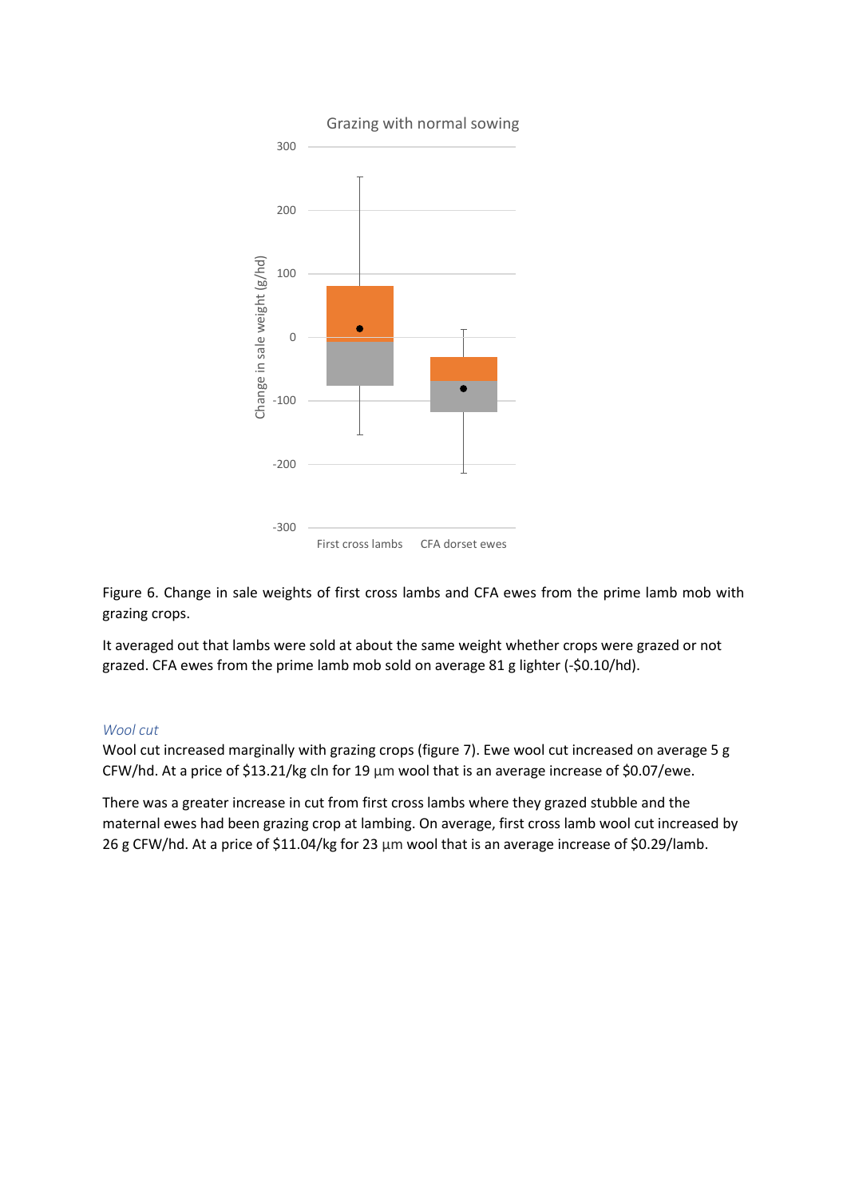Figure 6. Change in sale weights of first cross lambs and CFA ewes from the prime lamb mob with grazing crops.

It averaged out that lambs were sold at about the same weight whether crops were grazed or not grazed. CFA ewes from the prime lamb mob sold on average 81 g lighter (-$0.10/hd).

### *Wool cut*

Wool cut increased marginally with grazing crops (figure 7). Ewe wool cut increased on average 5 g CFW/hd. At a price of $13.21/kg cln for 19 µm wool that is an average increase of $0.07/ewe.

There was a greater increase in cut from first cross lambs where they grazed stubble and the maternal ewes had been grazing crop at lambing. On average, first cross lamb wool cut increased by 26 g CFW/hd. At a price of $11.04/kg for 23 µm wool that is an average increase of $0.29/lamb.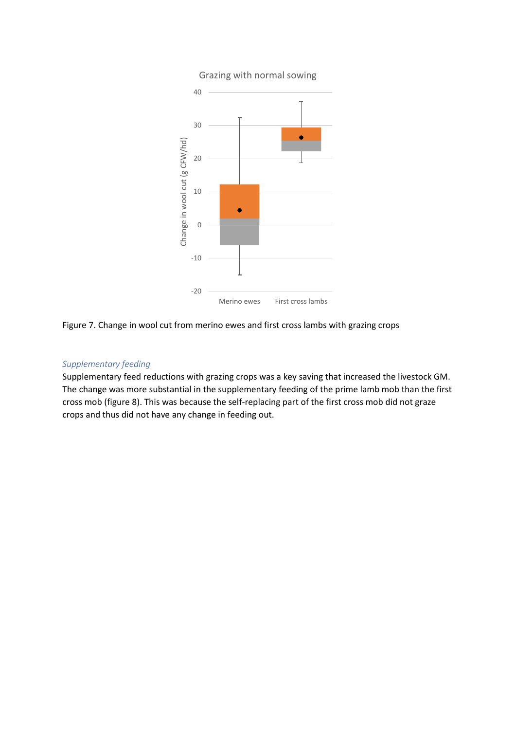Figure 7. Change in wool cut from merino ewes and first cross lambs with grazing crops

*Supplementary feeding*

Supplementary feed reductions with grazing crops was a key saving that increased the livestock GM. The change was more substantial in the supplementary feeding of the prime lamb mob than the first cross mob (figure 8). This was because the self-replacing part of the first cross mob did not graze crops and thus did not have any change in feeding out.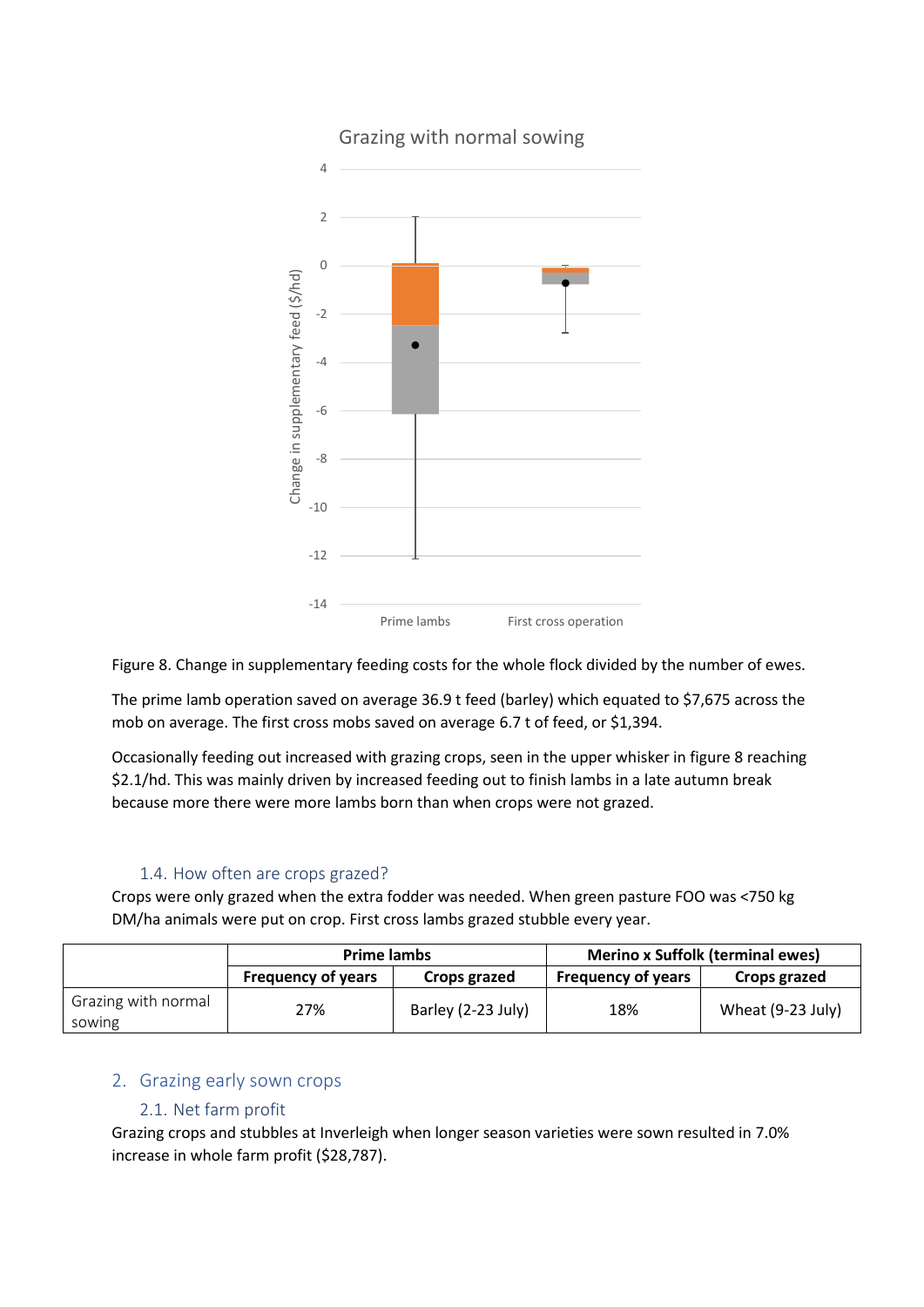Figure 8. Change in supplementary feeding costs for the whole flock divided by the number of ewes.

The prime lamb operation saved on average 36.9 t feed (barley) which equated to $7,675 across the mob on average. The first cross mobs saved on average 6.7 t of feed, or $1,394.

Occasionally feeding out increased with grazing crops, seen in the upper whisker in figure 8 reaching $2.1/hd. This was mainly driven by increased feeding out to finish lambs in a late autumn break because more there were more lambs born than when crops were not grazed.

### 1.4. How often are crops grazed?

Crops were only grazed when the extra fodder was needed. When green pasture FOO was <750 kg DM/ha animals were put on crop. First cross lambs grazed stubble every year.

| | **Prime lambs** | | **Merino x Suffolk (terminal ewes)** | |
|---|---|---|---|---|
| | **Frequency of years** | **Crops grazed** | **Frequency of years** | **Crops grazed** |
| Grazing with normal sowing | 27% | Barley (2-23 July) | 18% | Wheat (9-23 July) |

## 2. Grazing early sown crops

### 2.1. Net farm profit

Grazing crops and stubbles at Inverleigh when longer season varieties were sown resulted in 7.0% increase in whole farm profit ($28,787).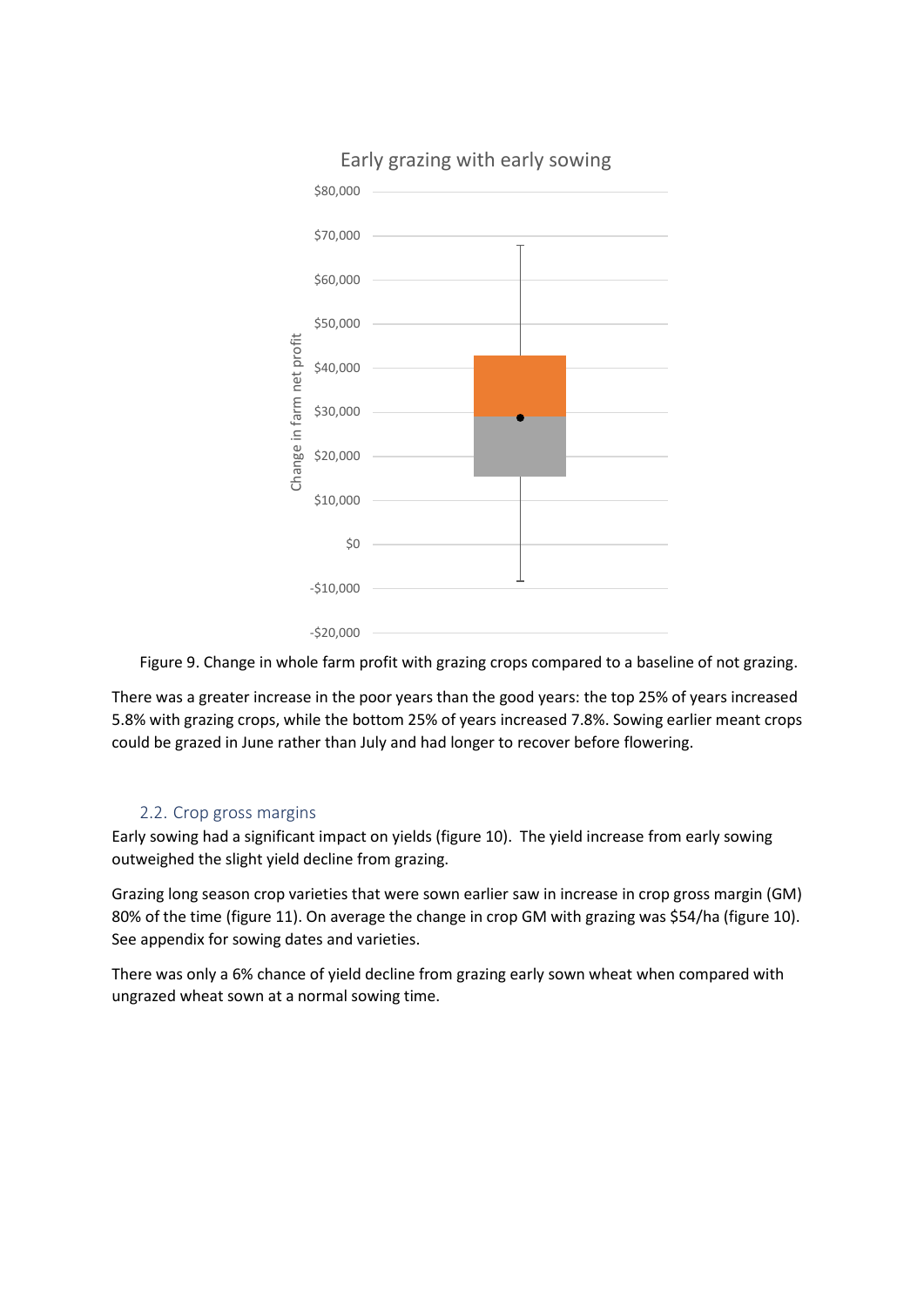Figure 9. Change in whole farm profit with grazing crops compared to a baseline of not grazing.

There was a greater increase in the poor years than the good years: the top 25% of years increased 5.8% with grazing crops, while the bottom 25% of years increased 7.8%. Sowing earlier meant crops could be grazed in June rather than July and had longer to recover before flowering.

### 2.2. Crop gross margins

Early sowing had a significant impact on yields (figure 10). The yield increase from early sowing outweighed the slight yield decline from grazing.

Grazing long season crop varieties that were sown earlier saw in increase in crop gross margin (GM) 80% of the time (figure 11). On average the change in crop GM with grazing was $54/ha (figure 10). See appendix for sowing dates and varieties.

There was only a 6% chance of yield decline from grazing early sown wheat when compared with ungrazed wheat sown at a normal sowing time.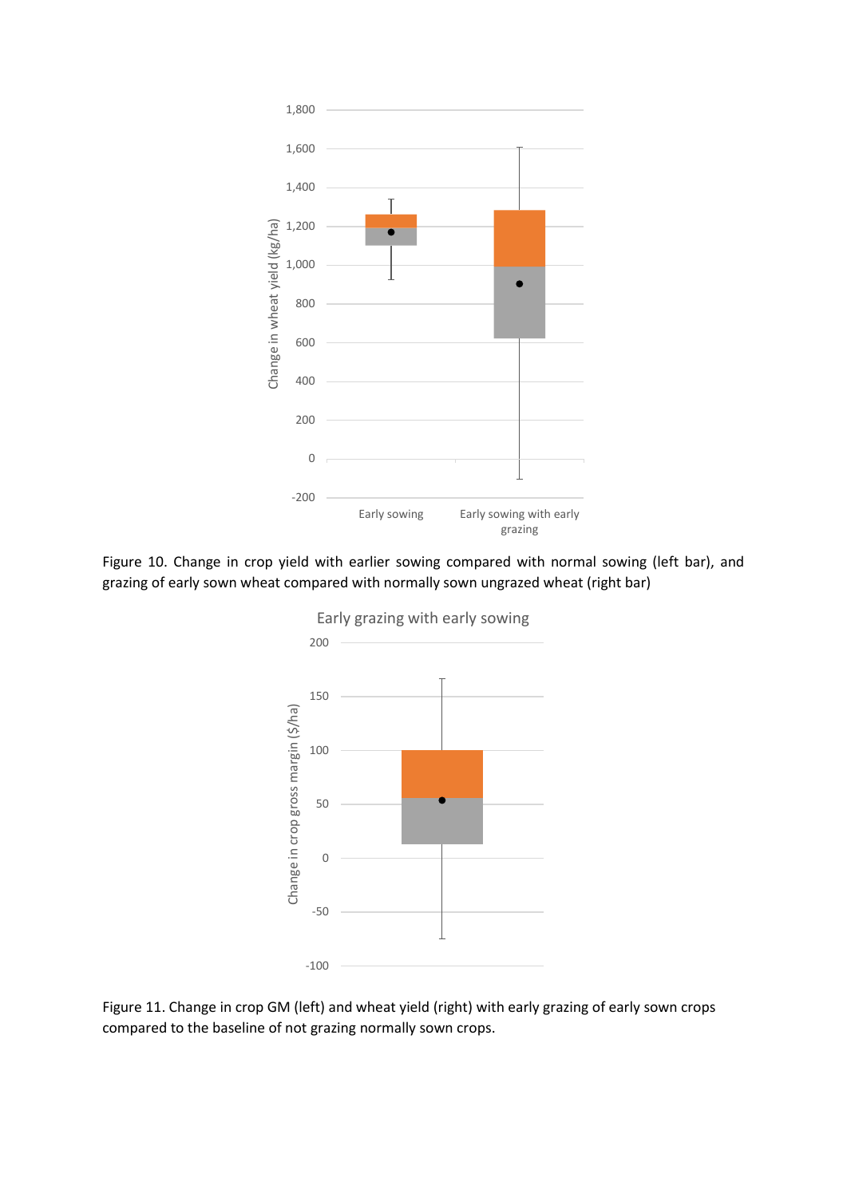Figure 10. Change in crop yield with earlier sowing compared with normal sowing (left bar), and grazing of early sown wheat compared with normally sown ungrazed wheat (right bar)

Figure 11. Change in crop GM (left) and wheat yield (right) with early grazing of early sown crops compared to the baseline of not grazing normally sown crops.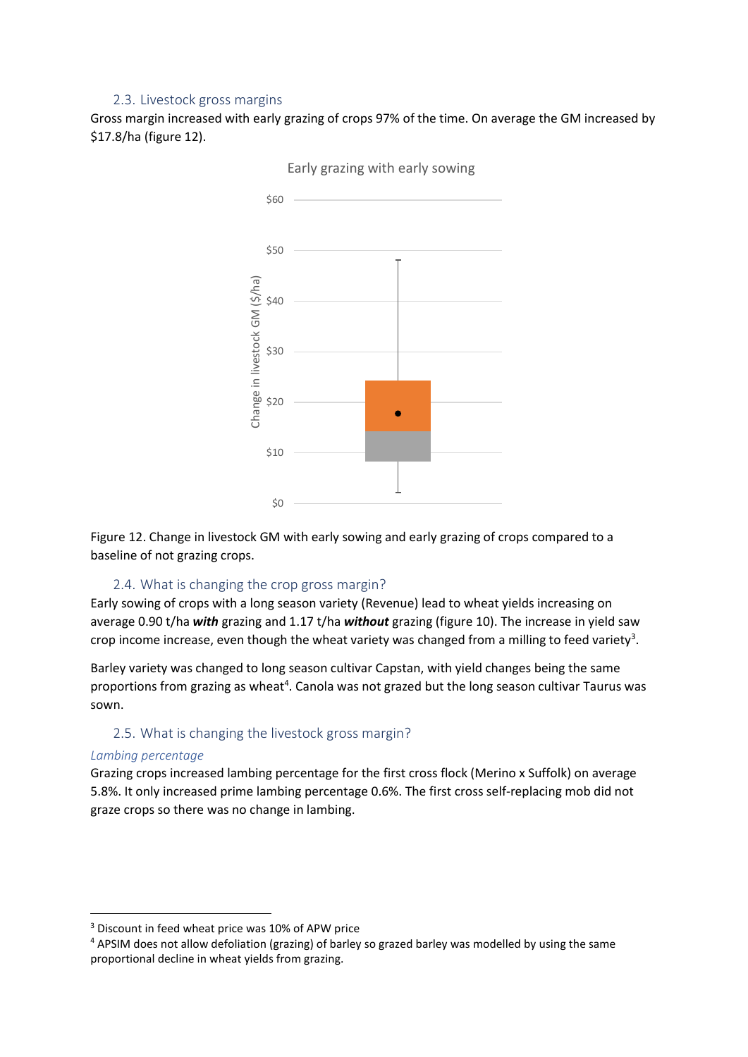### 2.3. Livestock gross margins

Gross margin increased with early grazing of crops 97% of the time. On average the GM increased by $17.8/ha (figure 12).

Figure 12. Change in livestock GM with early sowing and early grazing of crops compared to a baseline of not grazing crops.

### 2.4. What is changing the crop gross margin?

Early sowing of crops with a long season variety (Revenue) lead to wheat yields increasing on average 0.90 t/ha ***with*** grazing and 1.17 t/ha ***without*** grazing (figure 10). The increase in yield saw crop income increase, even though the wheat variety was changed from a milling to feed variety[3].

Barley variety was changed to long season cultivar Capstan, with yield changes being the same proportions from grazing as wheat[4]. Canola was not grazed but the long season cultivar Taurus was sown.

### 2.5. What is changing the livestock gross margin?

*Lambing percentage*

Grazing crops increased lambing percentage for the first cross flock (Merino x Suffolk) on average 5.8%. It only increased prime lambing percentage 0.6%. The first cross self-replacing mob did not graze crops so there was no change in lambing.

[3] Discount in feed wheat price was 10% of APW price

[4] APSIM does not allow defoliation (grazing) of barley so grazed barley was modelled by using the same proportional decline in wheat yields from grazing.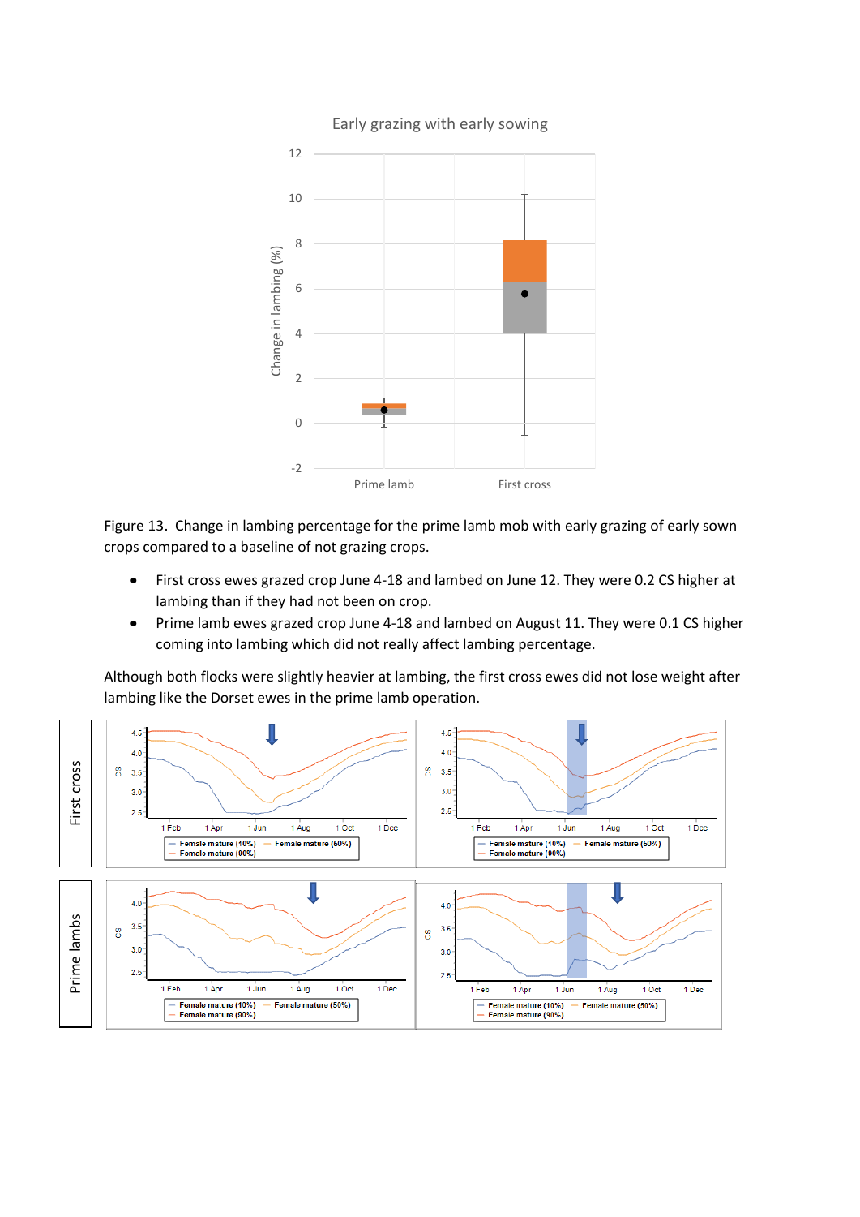Figure 13. Change in lambing percentage for the prime lamb mob with early grazing of early sown crops compared to a baseline of not grazing crops.

- First cross ewes grazed crop June 4-18 and lambed on June 12. They were 0.2 CS higher at lambing than if they had not been on crop.
- Prime lamb ewes grazed crop June 4-18 and lambed on August 11. They were 0.1 CS higher coming into lambing which did not really affect lambing percentage.

Although both flocks were slightly heavier at lambing, the first cross ewes did not lose weight after lambing like the Dorset ewes in the prime lamb operation.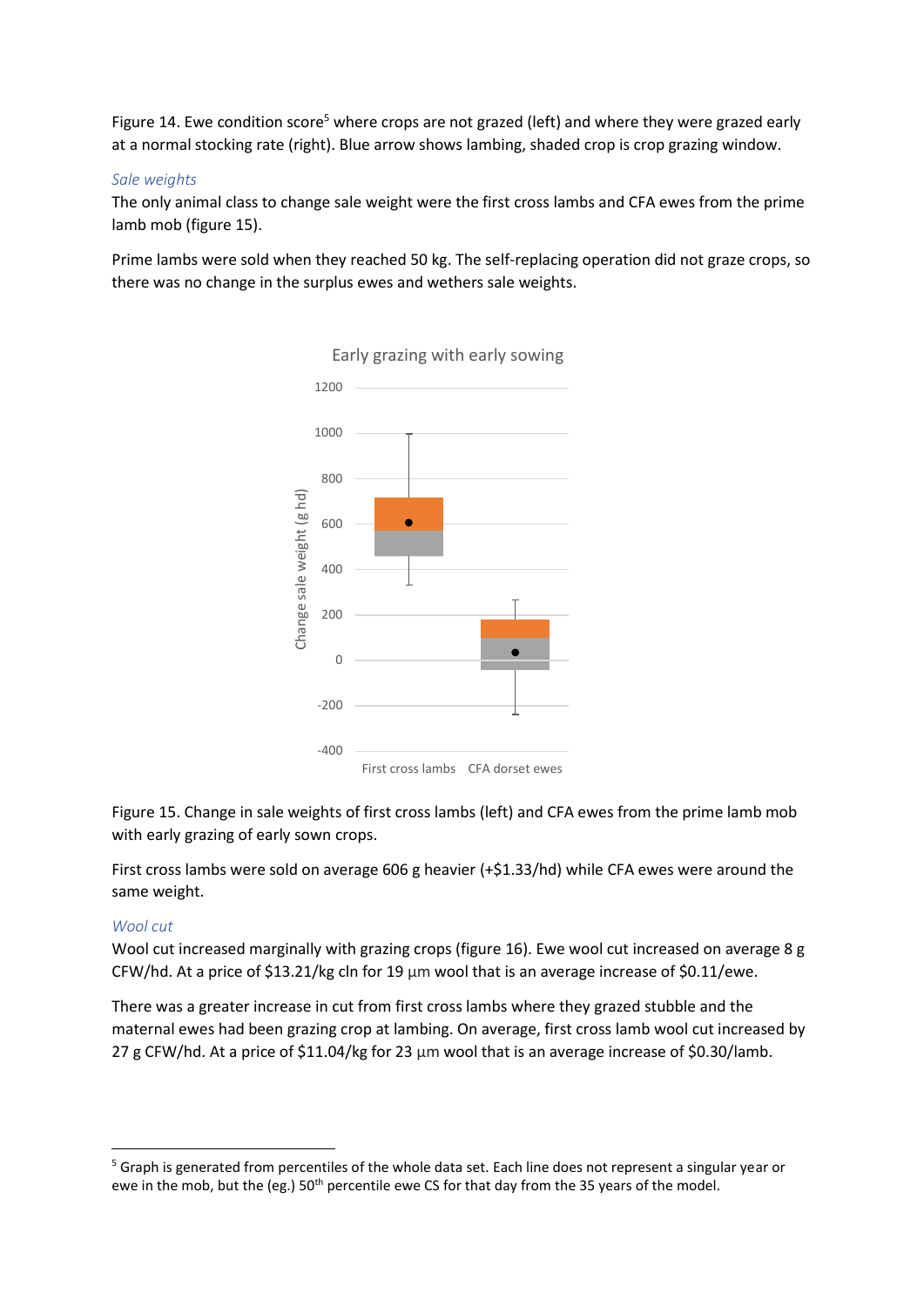Figure 14. Ewe condition score[5] where crops are not grazed (left) and where they were grazed early at a normal stocking rate (right). Blue arrow shows lambing, shaded crop is crop grazing window.

*Sale weights*

The only animal class to change sale weight were the first cross lambs and CFA ewes from the prime lamb mob (figure 15).

Prime lambs were sold when they reached 50 kg. The self-replacing operation did not graze crops, so there was no change in the surplus ewes and wethers sale weights.

Figure 15. Change in sale weights of first cross lambs (left) and CFA ewes from the prime lamb mob with early grazing of early sown crops.

First cross lambs were sold on average 606 g heavier (+$1.33/hd) while CFA ewes were around the same weight.

*Wool cut*

Wool cut increased marginally with grazing crops (figure 16). Ewe wool cut increased on average 8 g CFW/hd. At a price of $13.21/kg cln for 19 µm wool that is an average increase of $0.11/ewe.

There was a greater increase in cut from first cross lambs where they grazed stubble and the maternal ewes had been grazing crop at lambing. On average, first cross lamb wool cut increased by 27 g CFW/hd. At a price of $11.04/kg for 23 µm wool that is an average increase of $0.30/lamb.

[5] Graph is generated from percentiles of the whole data set. Each line does not represent a singular year or ewe in the mob, but the (eg.) 50th percentile ewe CS for that day from the 35 years of the model.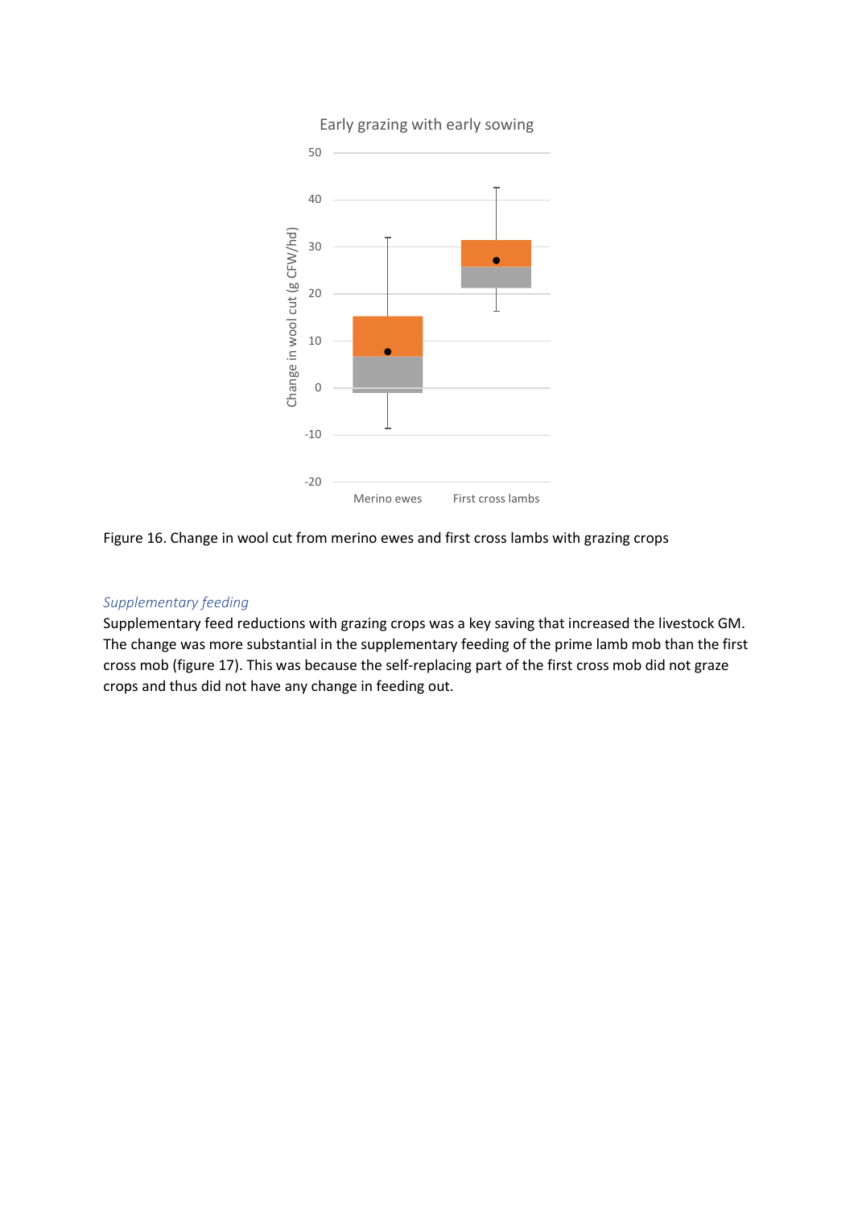Figure 16. Change in wool cut from merino ewes and first cross lambs with grazing crops

*Supplementary feeding*

Supplementary feed reductions with grazing crops was a key saving that increased the livestock GM. The change was more substantial in the supplementary feeding of the prime lamb mob than the first cross mob (figure 17). This was because the self-replacing part of the first cross mob did not graze crops and thus did not have any change in feeding out.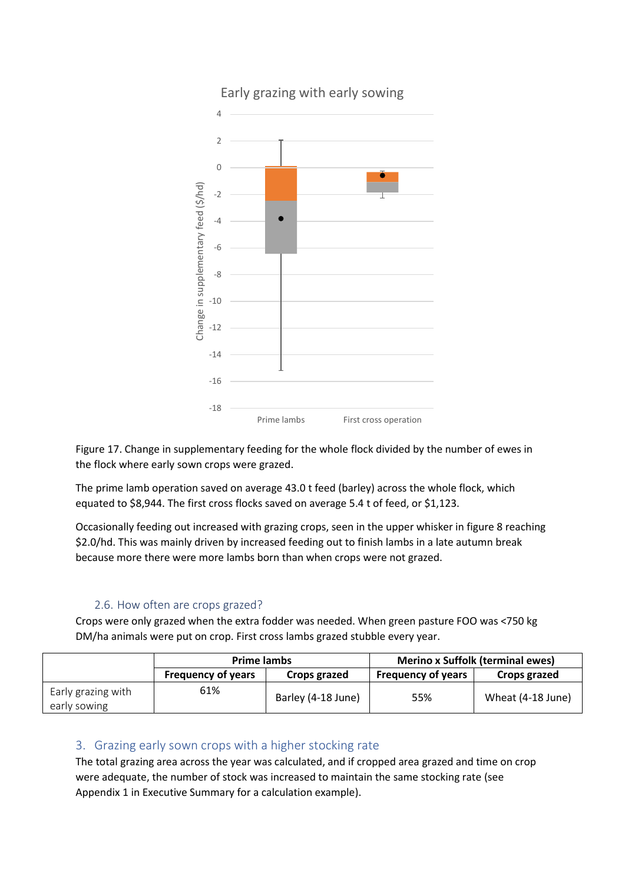Figure 17. Change in supplementary feeding for the whole flock divided by the number of ewes in the flock where early sown crops were grazed.

The prime lamb operation saved on average 43.0 t feed (barley) across the whole flock, which equated to $8,944. The first cross flocks saved on average 5.4 t of feed, or $1,123.

Occasionally feeding out increased with grazing crops, seen in the upper whisker in figure 8 reaching $2.0/hd. This was mainly driven by increased feeding out to finish lambs in a late autumn break because more there were more lambs born than when crops were not grazed.

### 2.6. How often are crops grazed?

Crops were only grazed when the extra fodder was needed. When green pasture FOO was <750 kg DM/ha animals were put on crop. First cross lambs grazed stubble every year.

| | Prime lambs | | Merino x Suffolk (terminal ewes) | |
|---|---|---|---|---|
| | **Frequency of years** | **Crops grazed** | **Frequency of years** | **Crops grazed** |
| Early grazing with early sowing | 61% | Barley (4-18 June) | 55% | Wheat (4-18 June) |

## 3. Grazing early sown crops with a higher stocking rate

The total grazing area across the year was calculated, and if cropped area grazed and time on crop were adequate, the number of stock was increased to maintain the same stocking rate (see Appendix 1 in Executive Summary for a calculation example).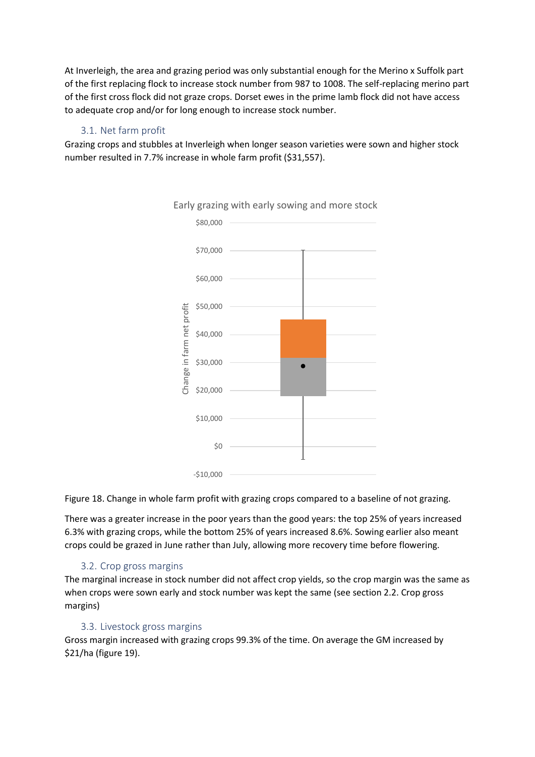At Inverleigh, the area and grazing period was only substantial enough for the Merino x Suffolk part of the first replacing flock to increase stock number from 987 to 1008. The self-replacing merino part of the first cross flock did not graze crops. Dorset ewes in the prime lamb flock did not have access to adequate crop and/or for long enough to increase stock number.

## 3.1. Net farm profit

Grazing crops and stubbles at Inverleigh when longer season varieties were sown and higher stock number resulted in 7.7% increase in whole farm profit ($31,557).

Figure 18. Change in whole farm profit with grazing crops compared to a baseline of not grazing.

There was a greater increase in the poor years than the good years: the top 25% of years increased 6.3% with grazing crops, while the bottom 25% of years increased 8.6%. Sowing earlier also meant crops could be grazed in June rather than July, allowing more recovery time before flowering.

## 3.2. Crop gross margins

The marginal increase in stock number did not affect crop yields, so the crop margin was the same as when crops were sown early and stock number was kept the same (see section 2.2. Crop gross margins)

## 3.3. Livestock gross margins

Gross margin increased with grazing crops 99.3% of the time. On average the GM increased by $21/ha (figure 19).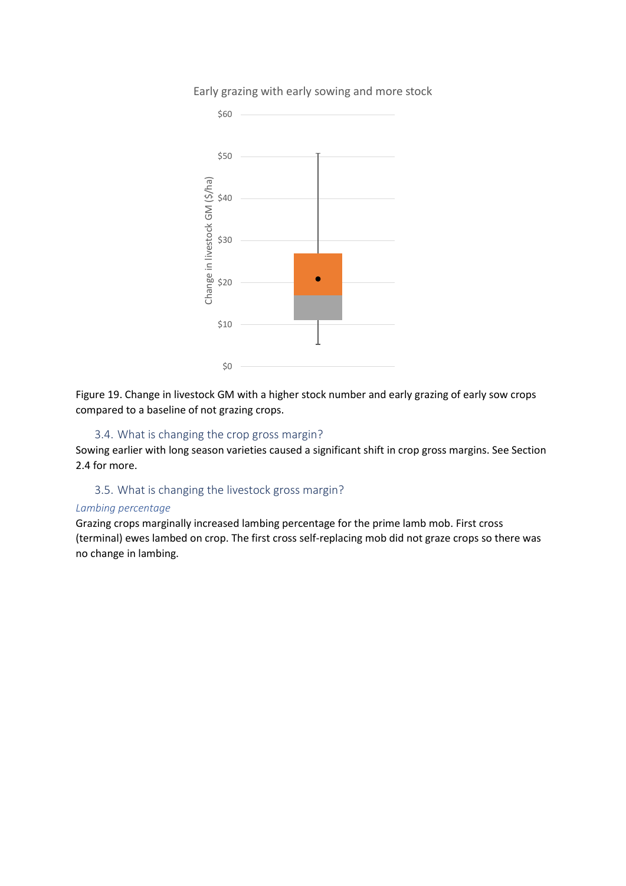Early grazing with early sowing and more stock

Figure 19. Change in livestock GM with a higher stock number and early grazing of early sow crops compared to a baseline of not grazing crops.

### 3.4. What is changing the crop gross margin?

Sowing earlier with long season varieties caused a significant shift in crop gross margins. See Section 2.4 for more.

### 3.5. What is changing the livestock gross margin?

*Lambing percentage*

Grazing crops marginally increased lambing percentage for the prime lamb mob. First cross (terminal) ewes lambed on crop. The first cross self-replacing mob did not graze crops so there was no change in lambing.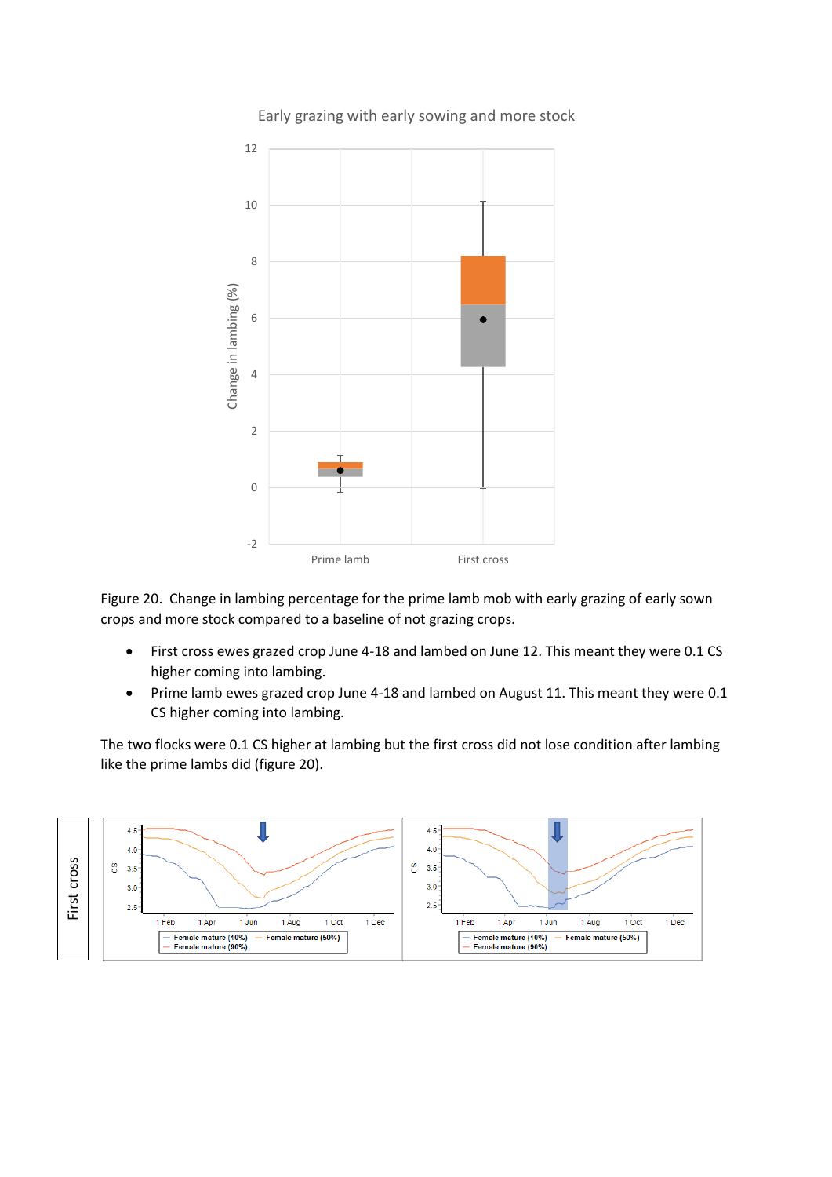Figure 20. Change in lambing percentage for the prime lamb mob with early grazing of early sown crops and more stock compared to a baseline of not grazing crops.

- First cross ewes grazed crop June 4-18 and lambed on June 12. This meant they were 0.1 CS higher coming into lambing.
- Prime lamb ewes grazed crop June 4-18 and lambed on August 11. This meant they were 0.1 CS higher coming into lambing.

The two flocks were 0.1 CS higher at lambing but the first cross did not lose condition after lambing like the prime lambs did (figure 20).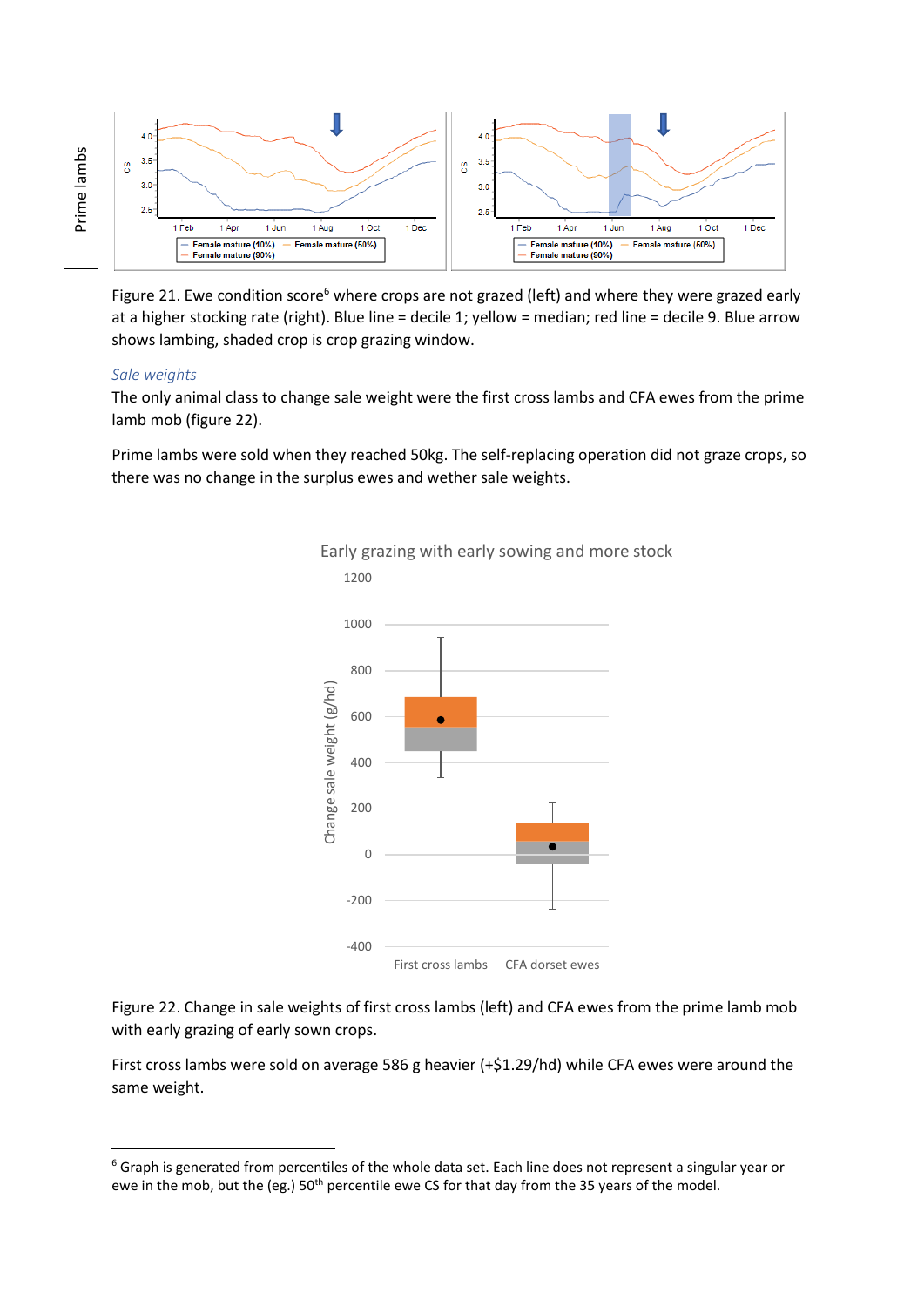Figure 21. Ewe condition score[6] where crops are not grazed (left) and where they were grazed early at a higher stocking rate (right). Blue line = decile 1; yellow = median; red line = decile 9. Blue arrow shows lambing, shaded crop is crop grazing window.

### *Sale weights*

The only animal class to change sale weight were the first cross lambs and CFA ewes from the prime lamb mob (figure 22).

Prime lambs were sold when they reached 50kg. The self-replacing operation did not graze crops, so there was no change in the surplus ewes and wether sale weights.

Figure 22. Change in sale weights of first cross lambs (left) and CFA ewes from the prime lamb mob with early grazing of early sown crops.

First cross lambs were sold on average 586 g heavier (+$1.29/hd) while CFA ewes were around the same weight.

---

[6] Graph is generated from percentiles of the whole data set. Each line does not represent a singular year or ewe in the mob, but the (eg.) 50th percentile ewe CS for that day from the 35 years of the model.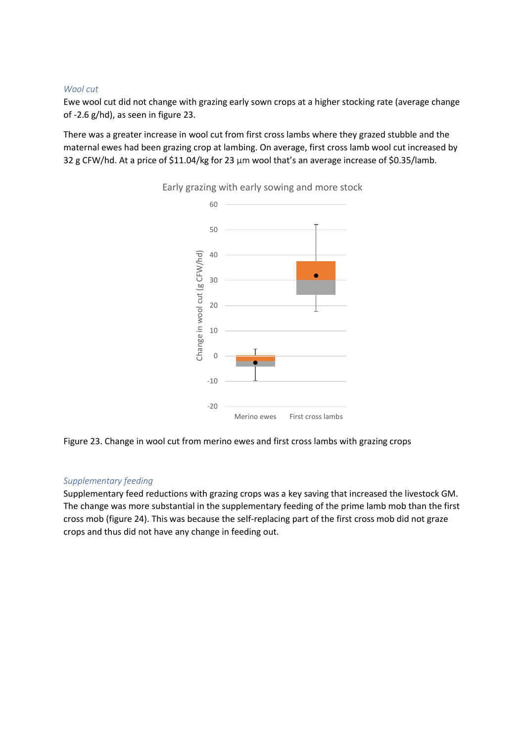*Wool cut*

Ewe wool cut did not change with grazing early sown crops at a higher stocking rate (average change of -2.6 g/hd), as seen in figure 23.

There was a greater increase in wool cut from first cross lambs where they grazed stubble and the maternal ewes had been grazing crop at lambing. On average, first cross lamb wool cut increased by 32 g CFW/hd. At a price of $11.04/kg for 23 µm wool that's an average increase of $0.35/lamb.

Figure 23. Change in wool cut from merino ewes and first cross lambs with grazing crops

*Supplementary feeding*

Supplementary feed reductions with grazing crops was a key saving that increased the livestock GM. The change was more substantial in the supplementary feeding of the prime lamb mob than the first cross mob (figure 24). This was because the self-replacing part of the first cross mob did not graze crops and thus did not have any change in feeding out.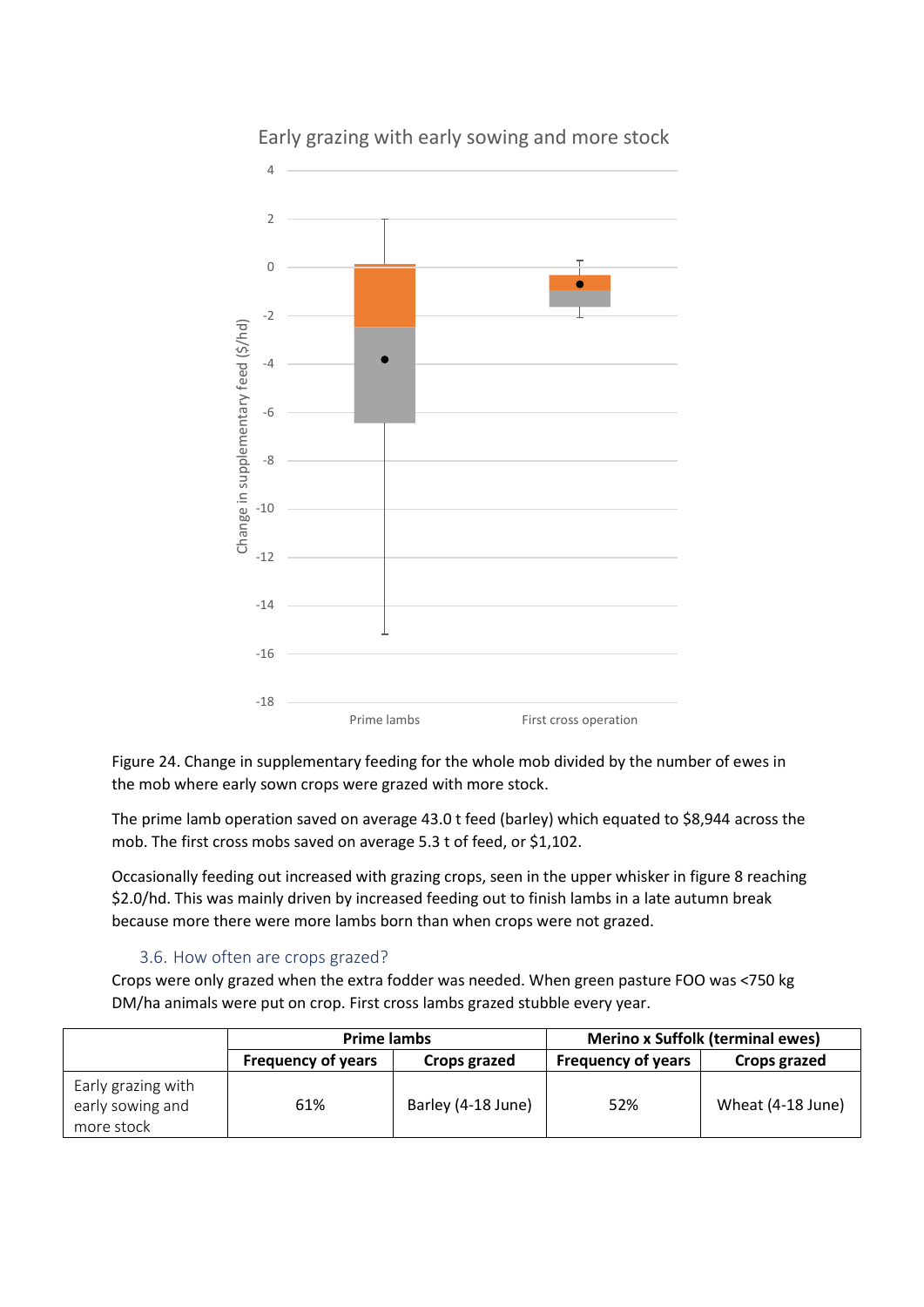Figure 24. Change in supplementary feeding for the whole mob divided by the number of ewes in the mob where early sown crops were grazed with more stock.

The prime lamb operation saved on average 43.0 t feed (barley) which equated to $8,944 across the mob. The first cross mobs saved on average 5.3 t of feed, or $1,102.

Occasionally feeding out increased with grazing crops, seen in the upper whisker in figure 8 reaching $2.0/hd. This was mainly driven by increased feeding out to finish lambs in a late autumn break because more there were more lambs born than when crops were not grazed.

### 3.6. How often are crops grazed?

Crops were only grazed when the extra fodder was needed. When green pasture FOO was <750 kg DM/ha animals were put on crop. First cross lambs grazed stubble every year.

| | Prime lambs | | Merino x Suffolk (terminal ewes) | |
|---|---|---|---|---|
| | **Frequency of years** | **Crops grazed** | **Frequency of years** | **Crops grazed** |
| Early grazing with early sowing and more stock | 61% | Barley (4-18 June) | 52% | Wheat (4-18 June) |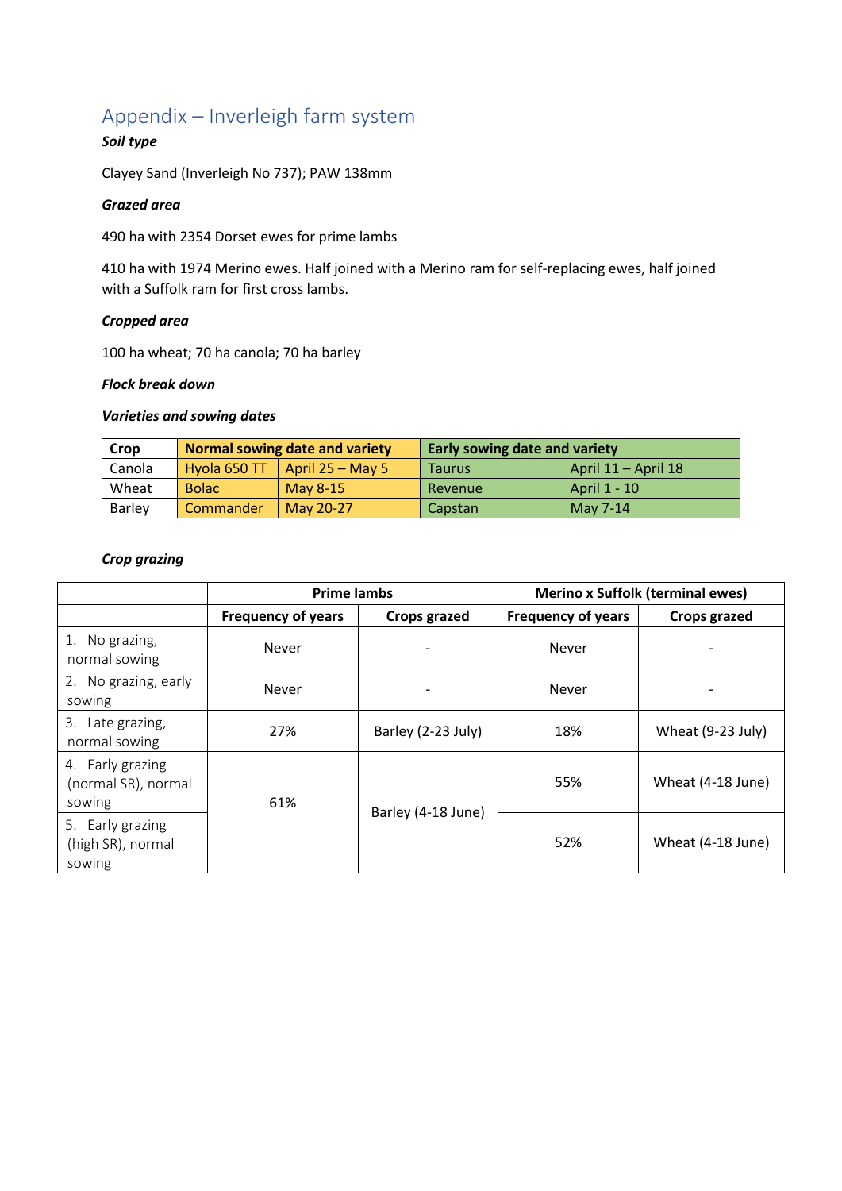## Appendix – Inverleigh farm system

***Soil type***

Clayey Sand (Inverleigh No 737); PAW 138mm

***Grazed area***

490 ha with 2354 Dorset ewes for prime lambs

410 ha with 1974 Merino ewes. Half joined with a Merino ram for self-replacing ewes, half joined with a Suffolk ram for first cross lambs.

***Cropped area***

100 ha wheat; 70 ha canola; 70 ha barley

***Flock break down***

***Varieties and sowing dates***

| Crop | Normal sowing date and variety | | Early sowing date and variety | |
|---|---|---|---|---|
| Canola | Hyola 650 TT | April 25 – May 5 | Taurus | April 11 – April 18 |
| Wheat | Bolac | May 8-15 | Revenue | April 1 - 10 |
| Barley | Commander | May 20-27 | Capstan | May 7-14 |

***Crop grazing***

| | Prime lambs | | Merino x Suffolk (terminal ewes) | |
|---|---|---|---|---|
| | Frequency of years | Crops grazed | Frequency of years | Crops grazed |
| 1. No grazing, normal sowing | Never | - | Never | - |
| 2. No grazing, early sowing | Never | - | Never | - |
| 3. Late grazing, normal sowing | 27% | Barley (2-23 July) | 18% | Wheat (9-23 July) |
| 4. Early grazing (normal SR), normal sowing | 61% | Barley (4-18 June) | 55% | Wheat (4-18 June) |
| 5. Early grazing (high SR), normal sowing | | | 52% | Wheat (4-18 June) |